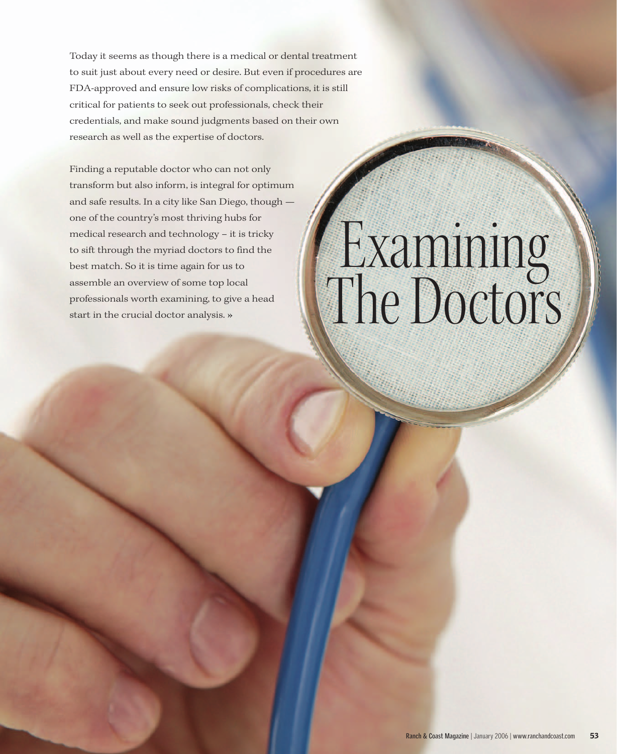# Examining The Doctors

Today it seems as though there is a medical or dental treatment to suit just about every need or desire. But even if procedures are FDA-approved and ensure low risks of complications, it is still critical for patients to seek out professionals, check their credentials, and make sound judgments based on their own research as well as the expertise of doctors.

Finding a reputable doctor who can not only transform but also inform, is integral for optimum and safe results. In a city like San Diego, though — one of the country's most thriving hubs for medical research and technology – it is tricky to sift through the myriad doctors to find the best match. So it is time again for us to assemble an overview of some top local professionals worth examining, to give a head start in the crucial doctor analysis. »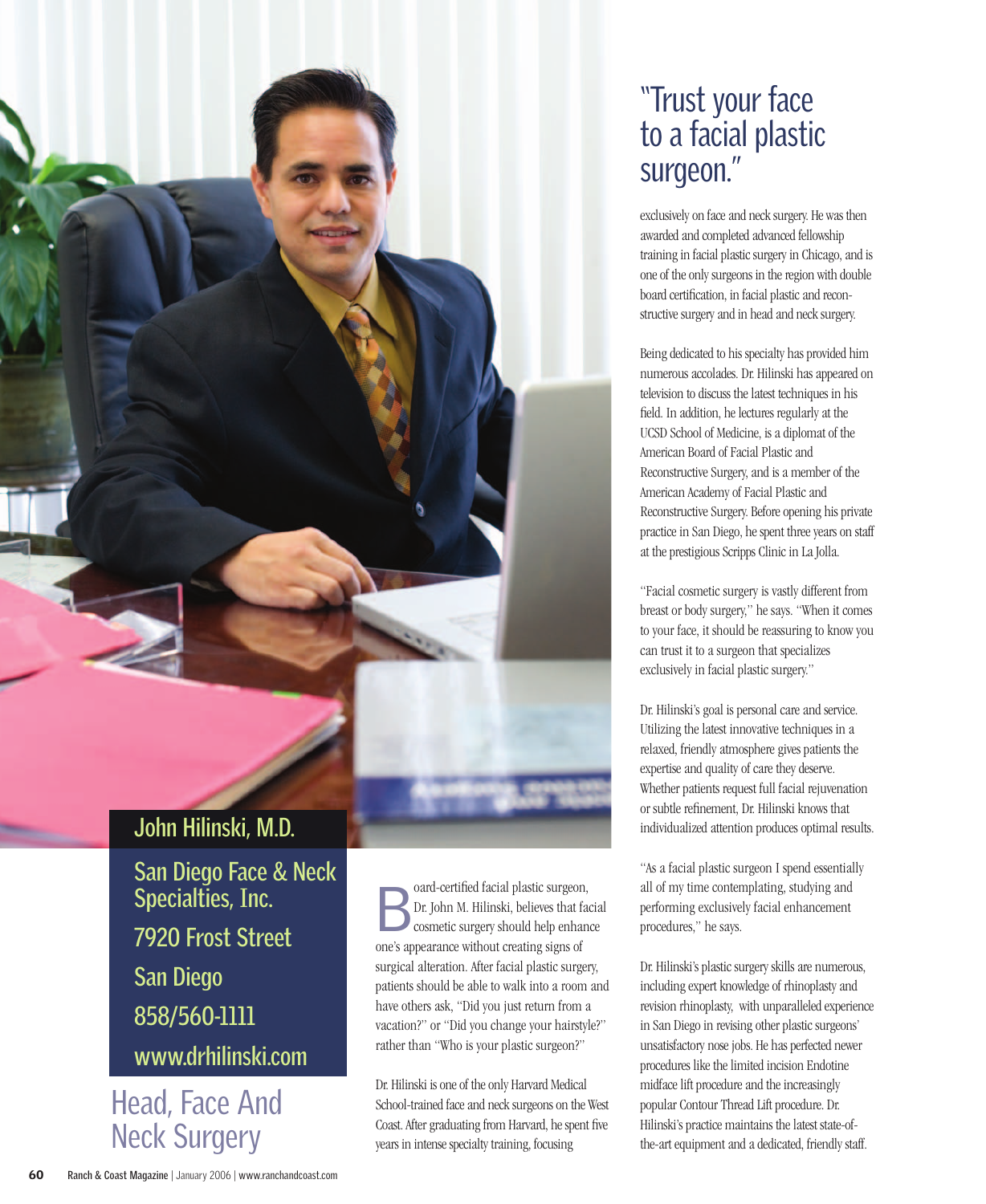**John Hilinski, M.D.**

San Diego Face & Neck Specialties, Inc.

7920 Frost Street

San Diego

858/560-1111

www.drhilinski.com

# Head, Face And Neck Surgery

Board-certified facial plastic surgeon, Dr. John M. Hilinski, believes that facial cosmetic surgery should help enhance one's appearance without creating signs of surgical alteration. After facial plastic surgery, patients should be able to walk into a room and have others ask, "Did you just return from a vacation?" or "Did you change your hairstyle?" rather than "Who is your plastic surgeon?"

Dr. Hilinski is one of the only Harvard Medical School-trained face and neck surgeons on the West Coast. After graduating from Harvard, he spent five years in intense specialty training, focusing exclusively on face and neck surgery. He was then awarded and completed advanced fellowship training in facial plastic surgery in Chicago, and is one of the only surgeons in the region with double board certification, in facial plastic and reconstructive surgery and in head and neck surgery.

## "Trust your face to a facial plastic surgeon."

Being dedicated to his specialty has provided him numerous accolades. Dr. Hilinski has appeared on television to discuss the latest techniques in his field. In addition, he lectures regularly at the UCSD School of Medicine, is a diplomat of the American Board of Facial Plastic and Reconstructive Surgery, and is a member of the American Academy of Facial Plastic and Reconstructive Surgery. Before opening his private practice in San Diego, he spent three years on staff at the prestigious Scripps Clinic in La Jolla.

"Facial cosmetic surgery is vastly different from breast or body surgery," he says. "When it comes to your face, it should be reassuring to know you can trust it to a surgeon that specializes exclusively in facial plastic surgery."

Dr. Hilinski's goal is personal care and service. Utilizing the latest innovative techniques in a relaxed, friendly atmosphere gives patients the expertise and quality of care they deserve. Whether patients request full facial rejuvenation or subtle refinement, Dr. Hilinski knows that individualized attention produces optimal results.

"As a facial plastic surgeon I spend essentially all of my time contemplating, studying and performing exclusively facial enhancement procedures," he says.

Dr. Hilinski's plastic surgery skills are numerous, including expert knowledge of rhinoplasty and revision rhinoplasty, with unparalleled experience in San Diego in revising other plastic surgeons' unsatisfactory nose jobs. He has perfected newer procedures like the limited incision Endotine midface lift procedure and the increasingly popular Contour Thread Lift procedure. Dr. Hilinski's practice maintains the latest state-of-the-art equipment and a dedicated, friendly staff.